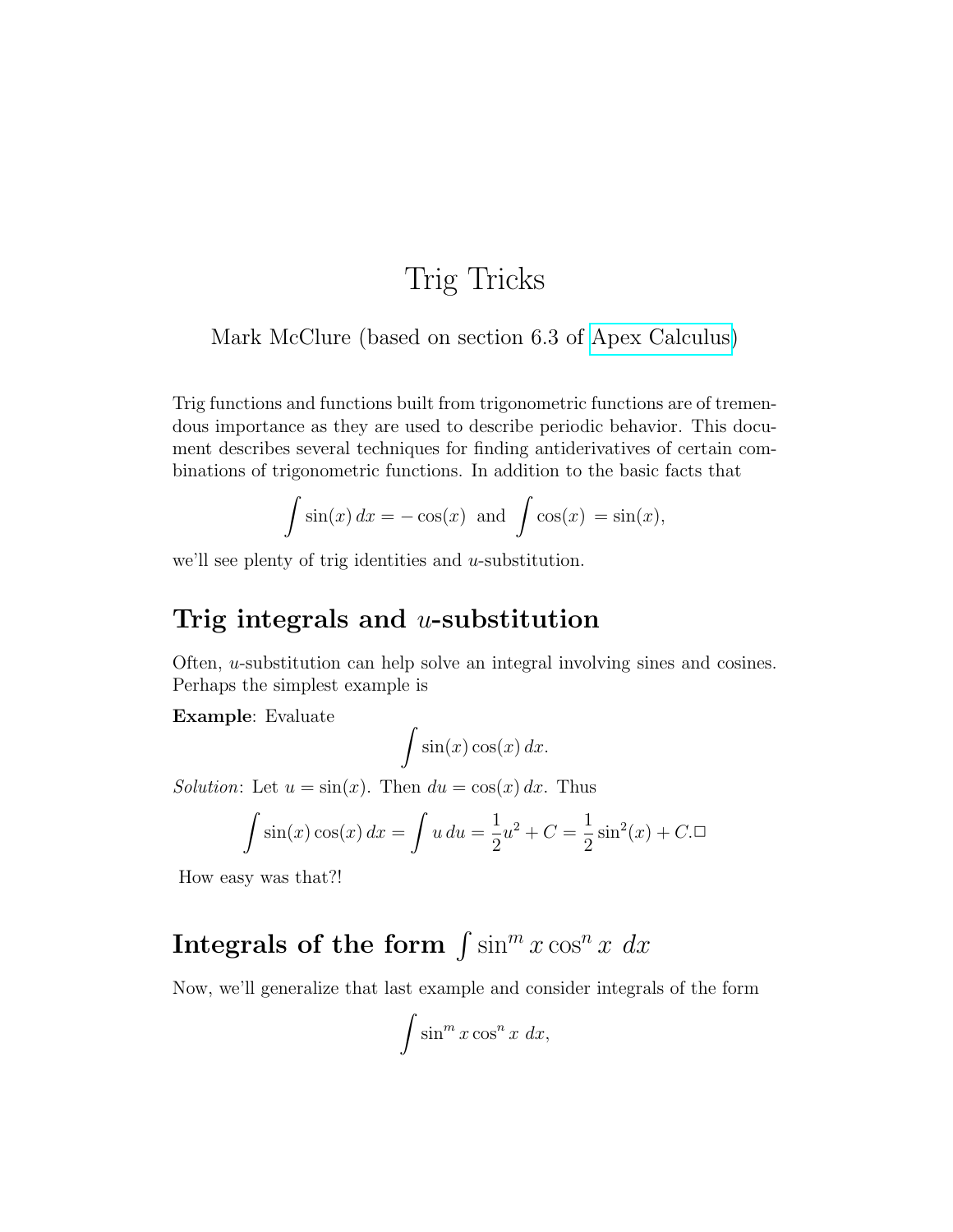# Trig Tricks

Mark McClure (based on section 6.3 of Apex Calculus)

Trig functions and functions built from trigonometric functions are of tremendous importance as they are used to describe periodic behavior. This document describes several techniques for finding antiderivatives of certain combinations of trigonometric functions. In addition to the basic facts that

$$\int \sin(x)\,dx = -\cos(x) \;\text{ and } \int \cos(x) \; = \sin(x),$$

we'll see plenty of trig identities and $u$-substitution.

## Trig integrals and $u$-substitution

Often, $u$-substitution can help solve an integral involving sines and cosines. Perhaps the simplest example is

**Example**: Evaluate

$$\int \sin(x)\cos(x)\,dx.$$

*Solution*: Let $u = \sin(x)$. Then $du = \cos(x)\,dx$. Thus

$$\int \sin(x)\cos(x)\,dx = \int u\,du = \frac{1}{2}u^2 + C = \frac{1}{2}\sin^2(x) + C.\square$$

How easy was that?!

## Integrals of the form $\int \sin^m x \cos^n x \; dx$

Now, we'll generalize that last example and consider integrals of the form

$$\int \sin^m x \cos^n x \; dx,$$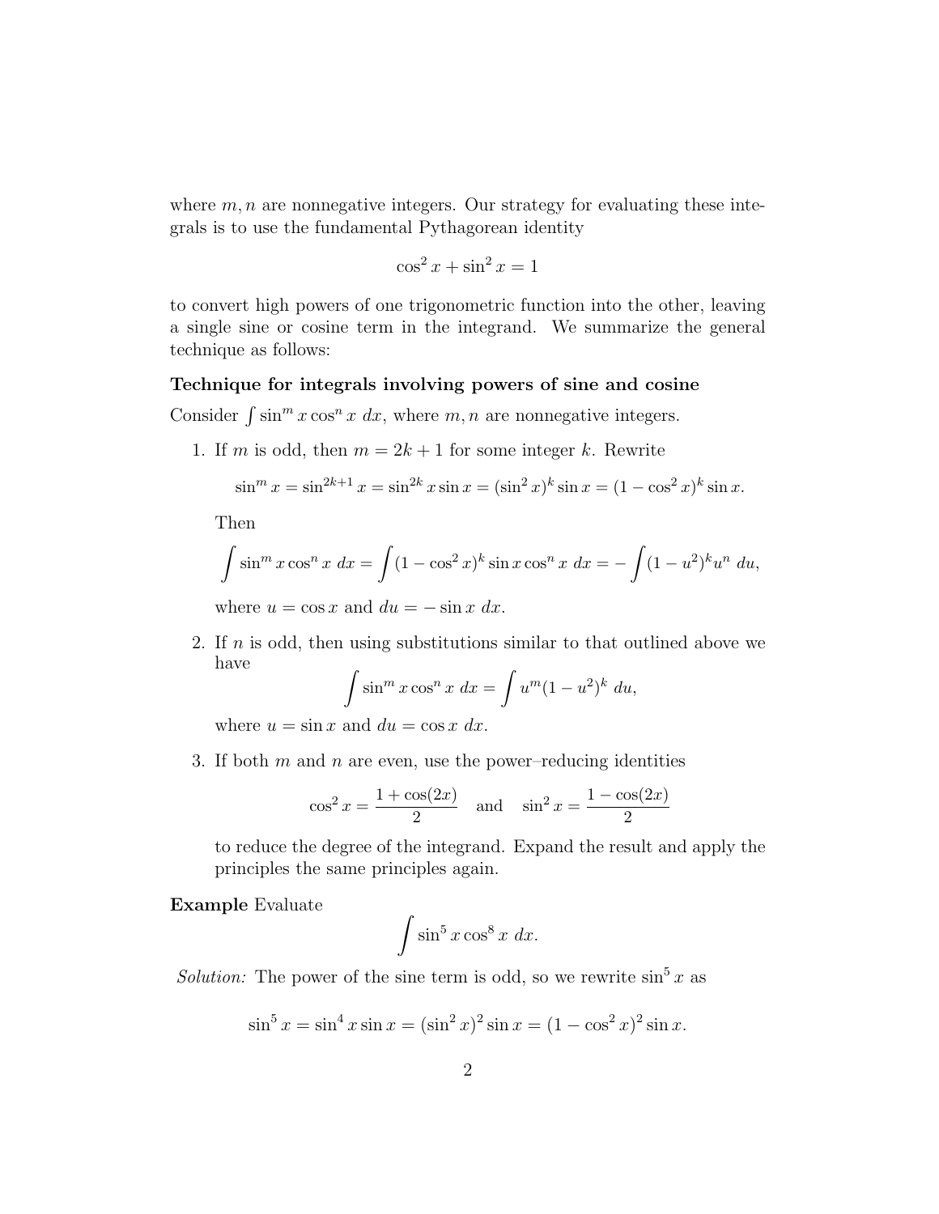where $m, n$ are nonnegative integers. Our strategy for evaluating these integrals is to use the fundamental Pythagorean identity

$$\cos^2 x + \sin^2 x = 1$$

to convert high powers of one trigonometric function into the other, leaving a single sine or cosine term in the integrand. We summarize the general technique as follows:

**Technique for integrals involving powers of sine and cosine**

Consider $\int \sin^m x \cos^n x \; dx$, where $m, n$ are nonnegative integers.

1. If $m$ is odd, then $m = 2k + 1$ for some integer $k$. Rewrite

   $$\sin^m x = \sin^{2k+1} x = \sin^{2k} x \sin x = (\sin^2 x)^k \sin x = (1 - \cos^2 x)^k \sin x.$$

   Then

   $$\int \sin^m x \cos^n x \; dx = \int (1 - \cos^2 x)^k \sin x \cos^n x \; dx = -\int (1 - u^2)^k u^n \; du,$$

   where $u = \cos x$ and $du = -\sin x \; dx$.

2. If $n$ is odd, then using substitutions similar to that outlined above we have

   $$\int \sin^m x \cos^n x \; dx = \int u^m (1 - u^2)^k \; du,$$

   where $u = \sin x$ and $du = \cos x \; dx$.

3. If both $m$ and $n$ are even, use the power–reducing identities

   $$\cos^2 x = \frac{1 + \cos(2x)}{2} \quad \text{and} \quad \sin^2 x = \frac{1 - \cos(2x)}{2}$$

   to reduce the degree of the integrand. Expand the result and apply the principles the same principles again.

**Example** Evaluate

$$\int \sin^5 x \cos^8 x \; dx.$$

*Solution:* The power of the sine term is odd, so we rewrite $\sin^5 x$ as

$$\sin^5 x = \sin^4 x \sin x = (\sin^2 x)^2 \sin x = (1 - \cos^2 x)^2 \sin x.$$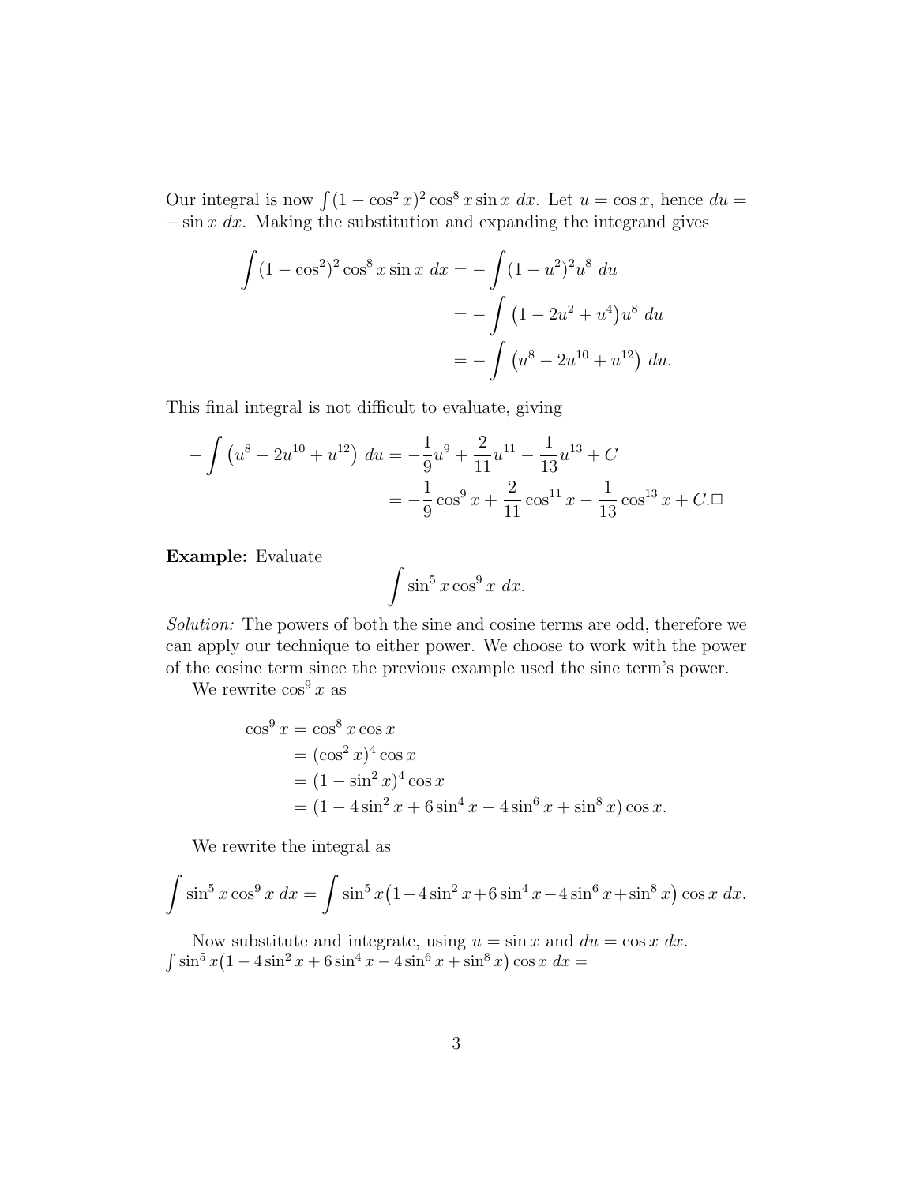Our integral is now $\int(1-\cos^2 x)^2 \cos^8 x \sin x\ dx$. Let $u = \cos x$, hence $du = -\sin x\ dx$. Making the substitution and expanding the integrand gives

$$
\begin{aligned}
\int (1-\cos^2)^2 \cos^8 x \sin x\ dx &= -\int (1-u^2)^2 u^8\ du \\
&= -\int \big(1-2u^2+u^4\big) u^8\ du \\
&= -\int \big(u^8 - 2u^{10} + u^{12}\big)\ du.
\end{aligned}
$$

This final integral is not difficult to evaluate, giving

$$
\begin{aligned}
-\int \big(u^8 - 2u^{10} + u^{12}\big)\ du &= -\frac{1}{9}u^9 + \frac{2}{11}u^{11} - \frac{1}{13}u^{13} + C \\
&= -\frac{1}{9}\cos^9 x + \frac{2}{11}\cos^{11} x - \frac{1}{13}\cos^{13} x + C. \square
\end{aligned}
$$

**Example:** Evaluate

$$
\int \sin^5 x \cos^9 x\ dx.
$$

*Solution:* The powers of both the sine and cosine terms are odd, therefore we can apply our technique to either power. We choose to work with the power of the cosine term since the previous example used the sine term's power.

We rewrite $\cos^9 x$ as

$$
\begin{aligned}
\cos^9 x &= \cos^8 x \cos x \\
&= (\cos^2 x)^4 \cos x \\
&= (1-\sin^2 x)^4 \cos x \\
&= (1 - 4\sin^2 x + 6\sin^4 x - 4\sin^6 x + \sin^8 x)\cos x.
\end{aligned}
$$

We rewrite the integral as

$$
\int \sin^5 x \cos^9 x\ dx = \int \sin^5 x \big(1-4\sin^2 x + 6\sin^4 x - 4\sin^6 x + \sin^8 x\big)\cos x\ dx.
$$

Now substitute and integrate, using $u = \sin x$ and $du = \cos x\ dx$.
$\int \sin^5 x \big(1 - 4\sin^2 x + 6\sin^4 x - 4\sin^6 x + \sin^8 x\big)\cos x\ dx =$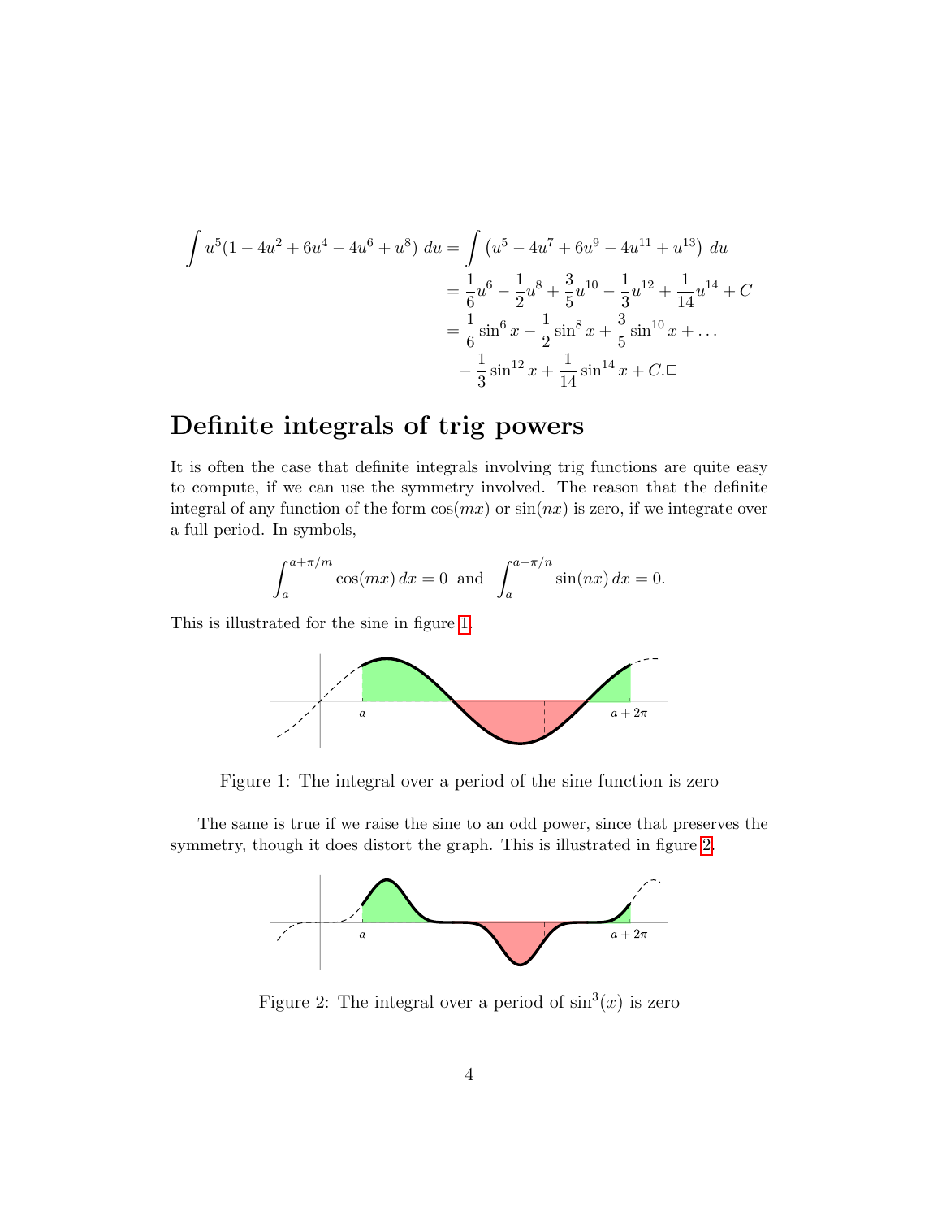$$
\begin{aligned}
\int u^5(1 - 4u^2 + 6u^4 - 4u^6 + u^8)\ du &= \int \left(u^5 - 4u^7 + 6u^9 - 4u^{11} + u^{13}\right)\ du \\
&= \frac{1}{6}u^6 - \frac{1}{2}u^8 + \frac{3}{5}u^{10} - \frac{1}{3}u^{12} + \frac{1}{14}u^{14} + C \\
&= \frac{1}{6}\sin^6 x - \frac{1}{2}\sin^8 x + \frac{3}{5}\sin^{10} x + \dots \\
&\quad - \frac{1}{3}\sin^{12} x + \frac{1}{14}\sin^{14} x + C.\square
\end{aligned}
$$

## Definite integrals of trig powers

It is often the case that definite integrals involving trig functions are quite easy to compute, if we can use the symmetry involved. The reason that the definite integral of any function of the form $\cos(mx)$ or $\sin(nx)$ is zero, if we integrate over a full period. In symbols,

$$
\int_a^{a+\pi/m} \cos(mx)\, dx = 0 \ \text{ and } \ \int_a^{a+\pi/n} \sin(nx)\, dx = 0.
$$

This is illustrated for the sine in figure 1.

Figure 1: The integral over a period of the sine function is zero

The same is true if we raise the sine to an odd power, since that preserves the symmetry, though it does distort the graph. This is illustrated in figure 2.

Figure 2: The integral over a period of $\sin^3(x)$ is zero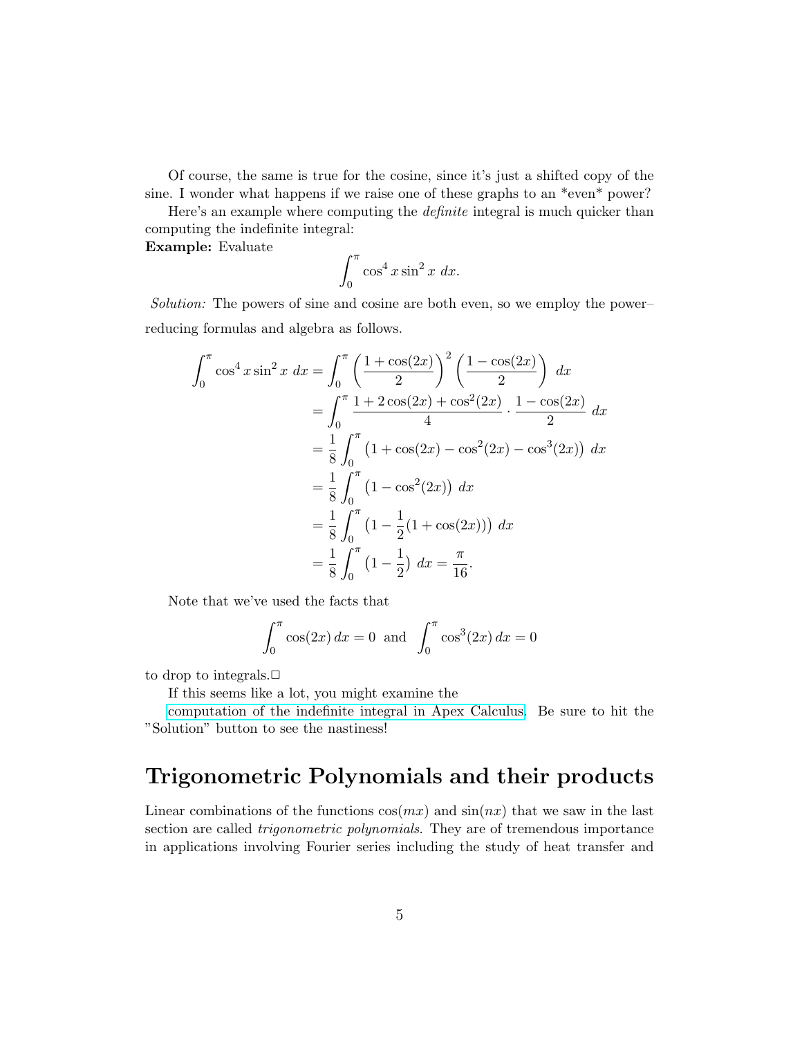Of course, the same is true for the cosine, since it's just a shifted copy of the sine. I wonder what happens if we raise one of these graphs to an *even* power?

Here's an example where computing the *definite* integral is much quicker than computing the indefinite integral:

**Example:** Evaluate

$$\int_0^\pi \cos^4 x \sin^2 x \; dx.$$

*Solution:* The powers of sine and cosine are both even, so we employ the power–reducing formulas and algebra as follows.

$$\begin{aligned}
\int_0^\pi \cos^4 x \sin^2 x \; dx &= \int_0^\pi \left(\frac{1+\cos(2x)}{2}\right)^2 \left(\frac{1-\cos(2x)}{2}\right) \; dx \\
&= \int_0^\pi \frac{1+2\cos(2x)+\cos^2(2x)}{4} \cdot \frac{1-\cos(2x)}{2} \; dx \\
&= \frac{1}{8}\int_0^\pi \left(1+\cos(2x)-\cos^2(2x)-\cos^3(2x)\right) \; dx \\
&= \frac{1}{8}\int_0^\pi \left(1-\cos^2(2x)\right) \; dx \\
&= \frac{1}{8}\int_0^\pi \left(1-\frac{1}{2}(1+\cos(2x))\right) \; dx \\
&= \frac{1}{8}\int_0^\pi \left(1-\frac{1}{2}\right) \; dx = \frac{\pi}{16}.
\end{aligned}$$

Note that we've used the facts that

$$\int_0^\pi \cos(2x)\, dx = 0 \text{ and } \int_0^\pi \cos^3(2x)\, dx = 0$$

to drop to integrals.□

If this seems like a lot, you might examine the computation of the indefinite integral in Apex Calculus. Be sure to hit the "Solution" button to see the nastiness!

## Trigonometric Polynomials and their products

Linear combinations of the functions $\cos(mx)$ and $\sin(nx)$ that we saw in the last section are called *trigonometric polynomials*. They are of tremendous importance in applications involving Fourier series including the study of heat transfer and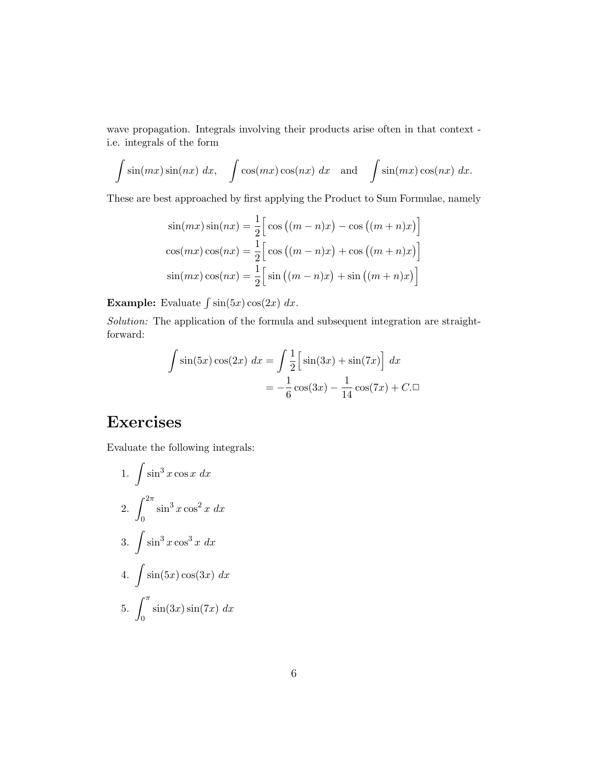wave propagation. Integrals involving their products arise often in that context - i.e. integrals of the form

$$\int \sin(mx)\sin(nx)\ dx, \quad \int \cos(mx)\cos(nx)\ dx \quad \text{and} \quad \int \sin(mx)\cos(nx)\ dx.$$

These are best approached by first applying the Product to Sum Formulae, namely

$$\begin{aligned}
\sin(mx)\sin(nx) &= \frac{1}{2}\Big[\cos\big((m-n)x\big) - \cos\big((m+n)x\big)\Big] \\
\cos(mx)\cos(nx) &= \frac{1}{2}\Big[\cos\big((m-n)x\big) + \cos\big((m+n)x\big)\Big] \\
\sin(mx)\cos(nx) &= \frac{1}{2}\Big[\sin\big((m-n)x\big) + \sin\big((m+n)x\big)\Big]
\end{aligned}$$

**Example:** Evaluate $\int \sin(5x)\cos(2x)\ dx$.

*Solution:* The application of the formula and subsequent integration are straightforward:

$$\begin{aligned}
\int \sin(5x)\cos(2x)\ dx &= \int \frac{1}{2}\Big[\sin(3x) + \sin(7x)\Big]\ dx \\
&= -\frac{1}{6}\cos(3x) - \frac{1}{14}\cos(7x) + C. \square
\end{aligned}$$

## Exercises

Evaluate the following integrals:

1. $\displaystyle\int \sin^3 x \cos x\ dx$
2. $\displaystyle\int_0^{2\pi} \sin^3 x \cos^2 x\ dx$
3. $\displaystyle\int \sin^3 x \cos^3 x\ dx$
4. $\displaystyle\int \sin(5x)\cos(3x)\ dx$
5. $\displaystyle\int_0^{\pi} \sin(3x)\sin(7x)\ dx$